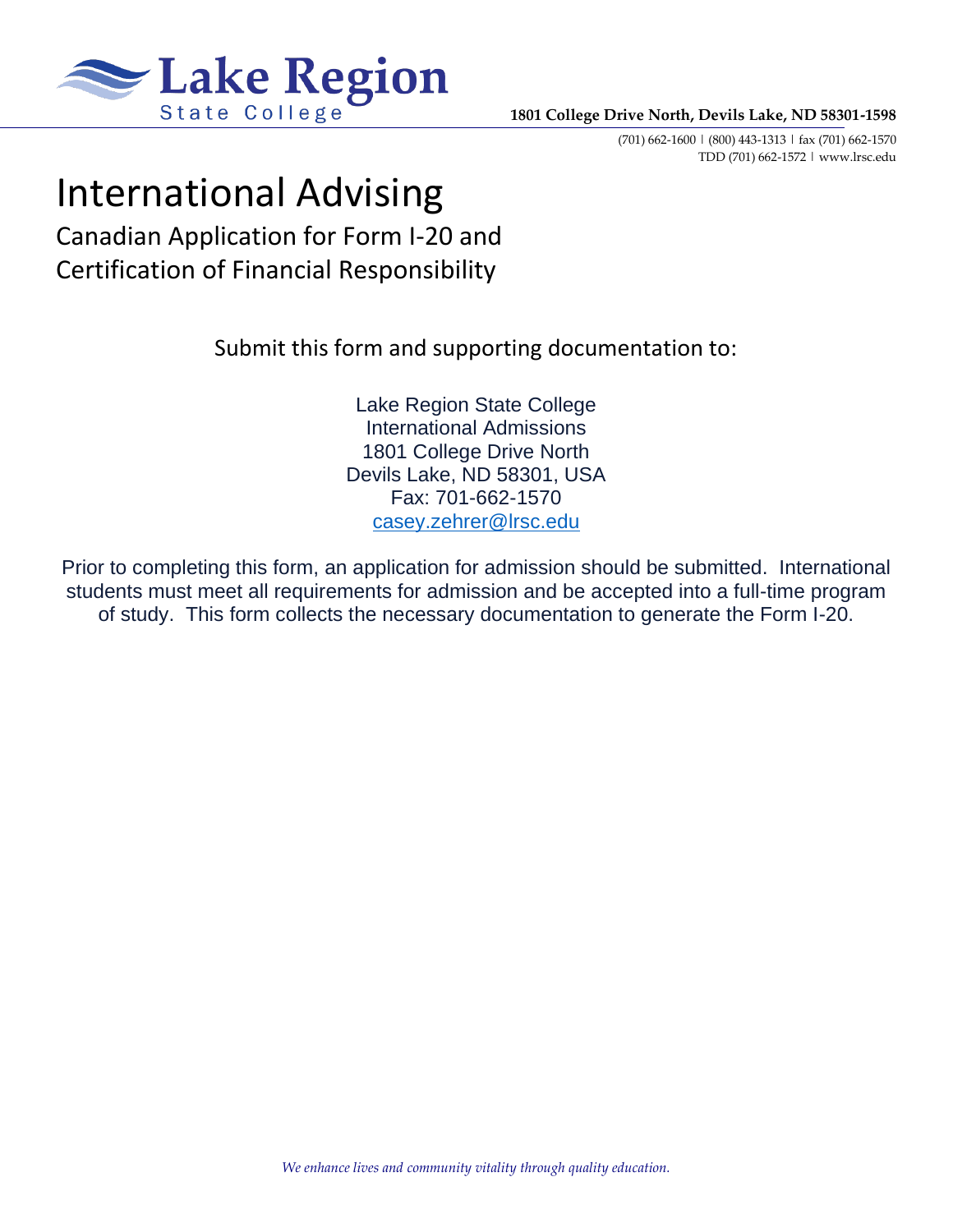**Lake Region State College**

**1801 College Drive North, Devils Lake, ND 58301-1598**

(701) 662-1600 | (800) 443-1313 | fax (701) 662-1570
TDD (701) 662-1572 | www.lrsc.edu

# International Advising

## Canadian Application for Form I-20 and Certification of Financial Responsibility

Submit this form and supporting documentation to:

Lake Region State College
International Admissions
1801 College Drive North
Devils Lake, ND 58301, USA
Fax: 701-662-1570
casey.zehrer@lrsc.edu

Prior to completing this form, an application for admission should be submitted. International students must meet all requirements for admission and be accepted into a full-time program of study. This form collects the necessary documentation to generate the Form I-20.

*We enhance lives and community vitality through quality education.*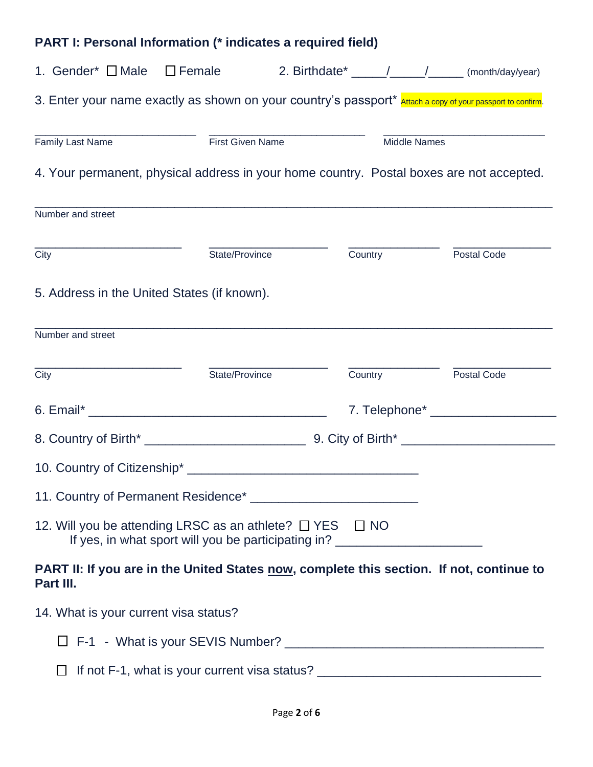## PART I: Personal Information (* indicates a required field)

1. Gender* ☐ Male ☐ Female

2. Birthdate* _____/_____/_____ (month/day/year)

3. Enter your name exactly as shown on your country's passport* Attach a copy of your passport to confirm.

___________________________ ___________________________ ___________________________

Family Last Name | First Given Name | Middle Names

4. Your permanent, physical address in your home country. Postal boxes are not accepted.

_______________________________________________________________________________

Number and street

_____________________ _____________________ _____________________ _____________________

City | State/Province | Country | Postal Code

5. Address in the United States (if known).

_______________________________________________________________________________

Number and street

_____________________ _____________________ _____________________ _____________________

City | State/Province | Country | Postal Code

6. Email* ___________________________________

7. Telephone* ___________________

8. Country of Birth* _______________________

9. City of Birth* _______________________

10. Country of Citizenship* ___________________________________

11. Country of Permanent Residence* _________________________

12. Will you be attending LRSC as an athlete? ☐ YES ☐ NO
    If yes, in what sport will you be participating in? ______________________

**PART II: If you are in the United States <u>now</u>, complete this section. If not, continue to Part III.**

14. What is your current visa status?

- ☐ F-1 - What is your SEVIS Number? ______________________________________
- ☐ If not F-1, what is your current visa status? __________________________________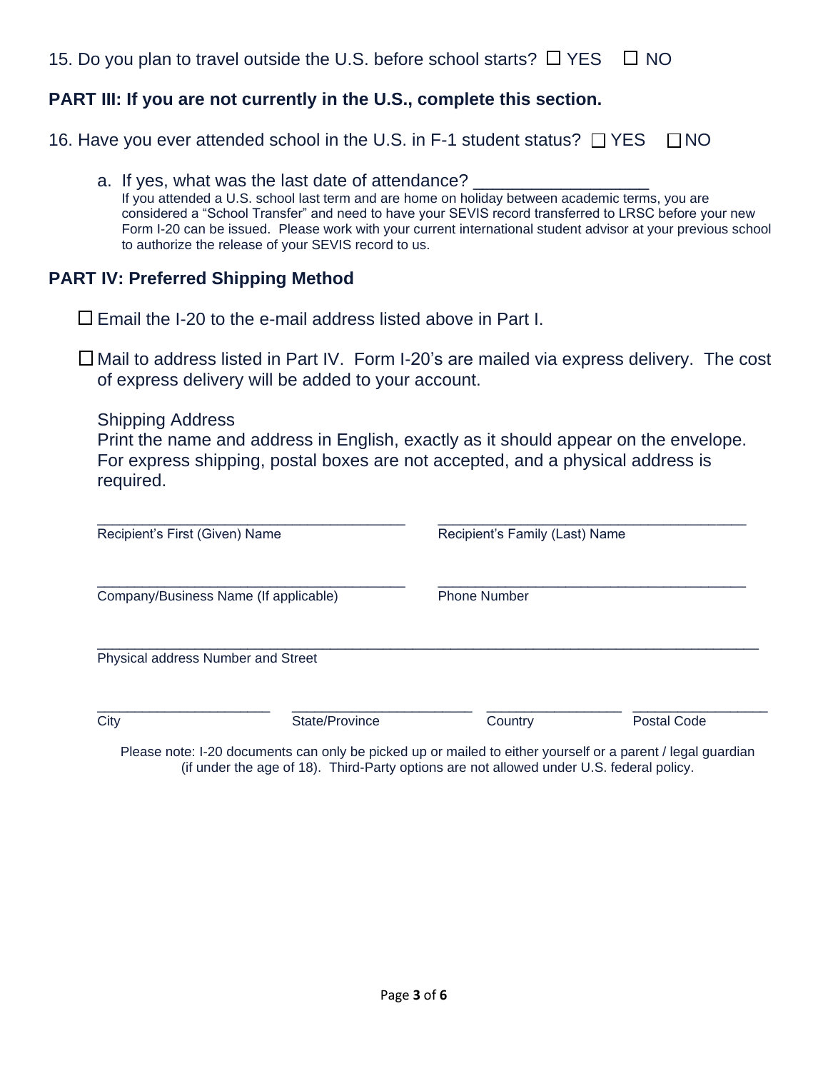15. Do you plan to travel outside the U.S. before school starts? ☐ YES ☐ NO

## PART III: If you are not currently in the U.S., complete this section.

16. Have you ever attended school in the U.S. in F-1 student status? ☐ YES ☐ NO

   a. If yes, what was the last date of attendance? ___________________
   If you attended a U.S. school last term and are home on holiday between academic terms, you are considered a "School Transfer" and need to have your SEVIS record transferred to LRSC before your new Form I-20 can be issued. Please work with your current international student advisor at your previous school to authorize the release of your SEVIS record to us.

## PART IV: Preferred Shipping Method

☐ Email the I-20 to the e-mail address listed above in Part I.

☐ Mail to address listed in Part IV. Form I-20's are mailed via express delivery. The cost of express delivery will be added to your account.

Shipping Address
Print the name and address in English, exactly as it should appear on the envelope. For express shipping, postal boxes are not accepted, and a physical address is required.

________________________________________ ________________________________________
Recipient's First (Given) Name Recipient's Family (Last) Name

________________________________________ ________________________________________
Company/Business Name (If applicable) Phone Number

______________________________________________________________________________________
Physical address Number and Street

______________________ ________________________ _________________ _________________
City State/Province Country Postal Code

Please note: I-20 documents can only be picked up or mailed to either yourself or a parent / legal guardian (if under the age of 18). Third-Party options are not allowed under U.S. federal policy.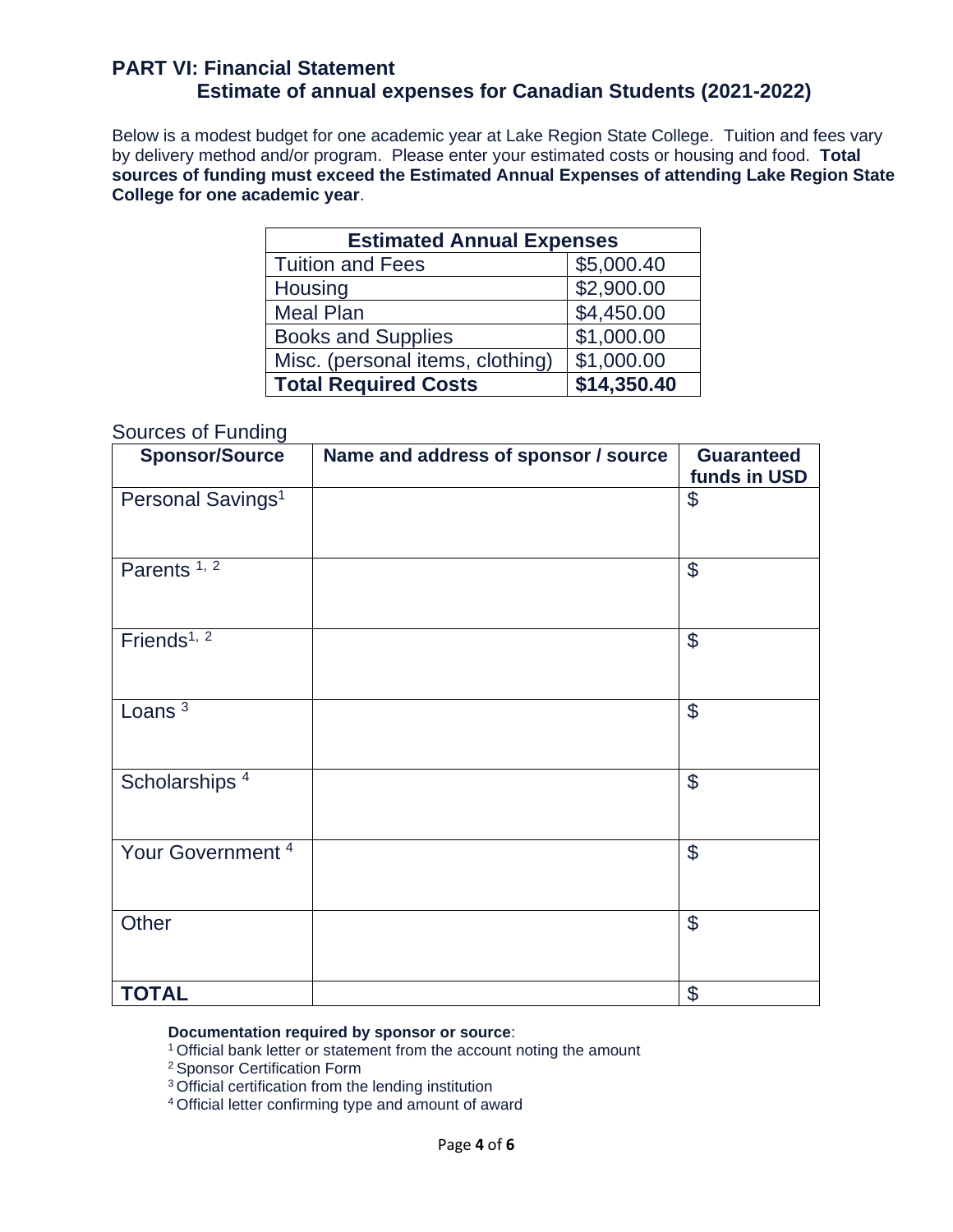## PART VI: Financial Statement

### Estimate of annual expenses for Canadian Students (2021-2022)

Below is a modest budget for one academic year at Lake Region State College. Tuition and fees vary by delivery method and/or program. Please enter your estimated costs or housing and food. **Total sources of funding must exceed the Estimated Annual Expenses of attending Lake Region State College for one academic year**.

| Estimated Annual Expenses | |
|---|---|
| Tuition and Fees | $5,000.40 |
| Housing | $2,900.00 |
| Meal Plan | $4,450.00 |
| Books and Supplies | $1,000.00 |
| Misc. (personal items, clothing) | $1,000.00 |
| **Total Required Costs** | **$14,350.40** |

Sources of Funding

| Sponsor/Source | Name and address of sponsor / source | Guaranteed funds in USD |
|---|---|---|
| Personal Savings[1] | | $ |
| Parents [1, 2] | | $ |
| Friends[1, 2] | | $ |
| Loans [3] | | $ |
| Scholarships [4] | | $ |
| Your Government [4] | | $ |
| Other | | $ |
| **TOTAL** | | $ |

**Documentation required by sponsor or source**:

[1] Official bank letter or statement from the account noting the amount
[2] Sponsor Certification Form
[3] Official certification from the lending institution
[4] Official letter confirming type and amount of award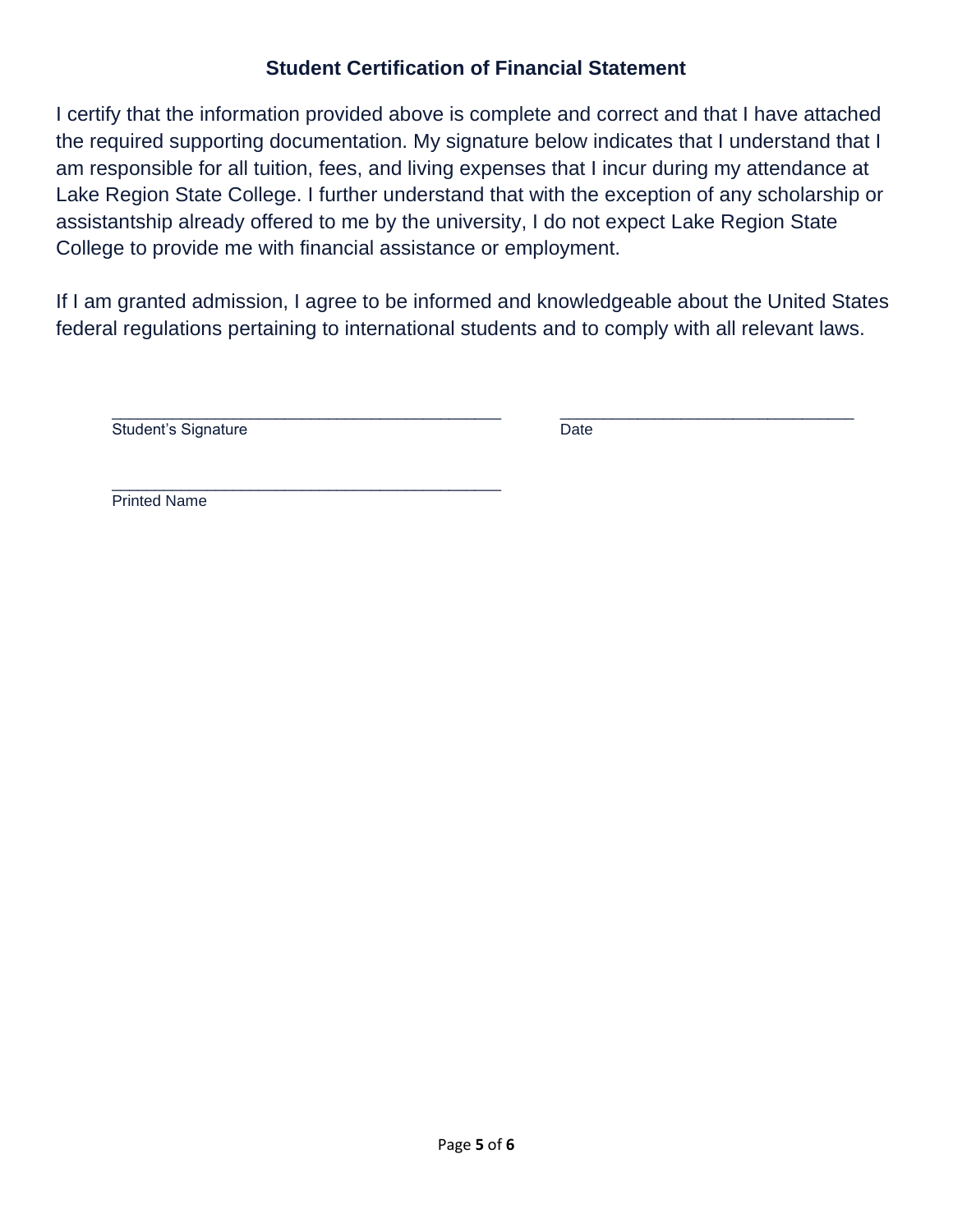## Student Certification of Financial Statement

I certify that the information provided above is complete and correct and that I have attached the required supporting documentation. My signature below indicates that I understand that I am responsible for all tuition, fees, and living expenses that I incur during my attendance at Lake Region State College. I further understand that with the exception of any scholarship or assistantship already offered to me by the university, I do not expect Lake Region State College to provide me with financial assistance or employment.

If I am granted admission, I agree to be informed and knowledgeable about the United States federal regulations pertaining to international students and to comply with all relevant laws.

_____________________________________________ _________________________________
Student's Signature Date

_____________________________________________
Printed Name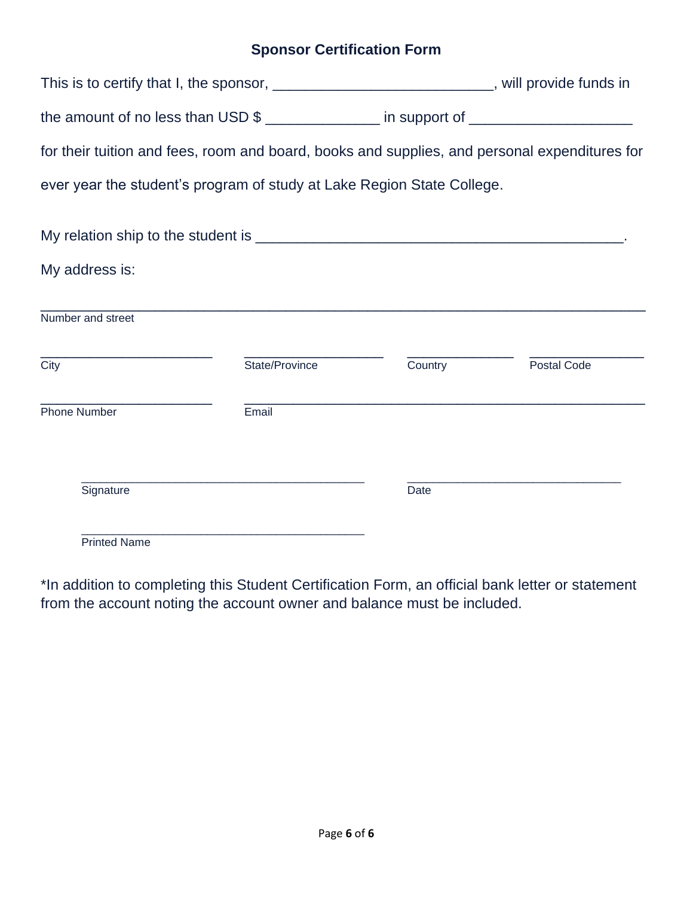## Sponsor Certification Form

This is to certify that I, the sponsor, ___________________________, will provide funds in the amount of no less than USD $ ______________ in support of ____________________ for their tuition and fees, room and board, books and supplies, and personal expenditures for ever year the student's program of study at Lake Region State College.

My relation ship to the student is ______________________________________________.

My address is:

_____________________________________________________________________________
Number and street

| | | | |
|---|---|---|---|
| ______________________ | __________________ | ______________ | ______________ |
| City | State/Province | Country | Postal Code |

| | |
|---|---|
| ______________________ | ____________________________________________ |
| Phone Number | Email |

| | |
|---|---|
| ____________________________________ | ____________________________ |
| Signature | Date |

____________________________________
Printed Name

*In addition to completing this Student Certification Form, an official bank letter or statement from the account noting the account owner and balance must be included.